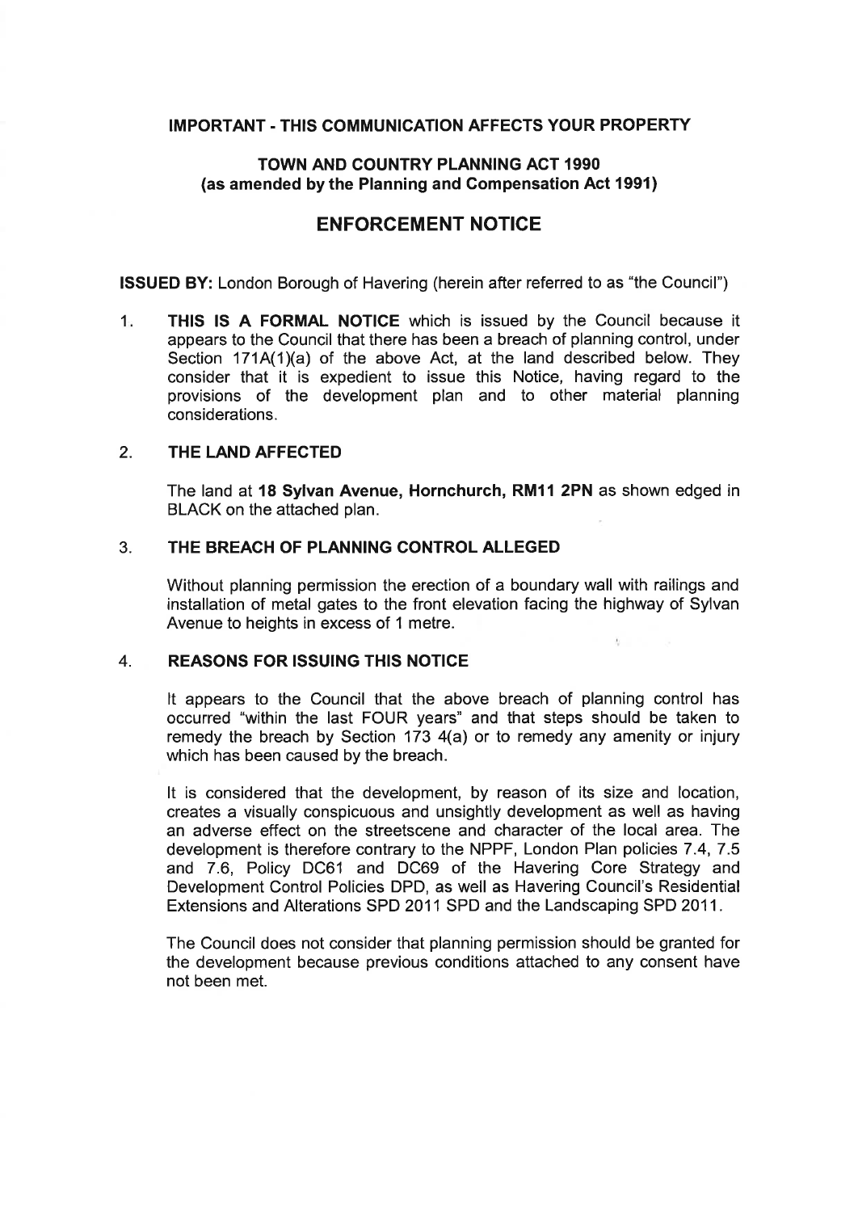**IMPORTANT - THIS COMMUNICATION AFFECTS YOUR PROPERTY**

**TOWN AND COUNTRY PLANNING ACT 1990**
**(as amended by the Planning and Compensation Act 1991)**

# ENFORCEMENT NOTICE

**ISSUED BY:** London Borough of Havering (herein after referred to as "the Council")

1. **THIS IS A FORMAL NOTICE** which is issued by the Council because it appears to the Council that there has been a breach of planning control, under Section 171A(1)(a) of the above Act, at the land described below. They consider that it is expedient to issue this Notice, having regard to the provisions of the development plan and to other material planning considerations.

2. **THE LAND AFFECTED**

   The land at **18 Sylvan Avenue, Hornchurch, RM11 2PN** as shown edged in BLACK on the attached plan.

3. **THE BREACH OF PLANNING CONTROL ALLEGED**

   Without planning permission the erection of a boundary wall with railings and installation of metal gates to the front elevation facing the highway of Sylvan Avenue to heights in excess of 1 metre.

4. **REASONS FOR ISSUING THIS NOTICE**

   It appears to the Council that the above breach of planning control has occurred "within the last FOUR years" and that steps should be taken to remedy the breach by Section 173 4(a) or to remedy any amenity or injury which has been caused by the breach.

   It is considered that the development, by reason of its size and location, creates a visually conspicuous and unsightly development as well as having an adverse effect on the streetscene and character of the local area. The development is therefore contrary to the NPPF, London Plan policies 7.4, 7.5 and 7.6, Policy DC61 and DC69 of the Havering Core Strategy and Development Control Policies DPD, as well as Havering Council's Residential Extensions and Alterations SPD 2011 SPD and the Landscaping SPD 2011.

   The Council does not consider that planning permission should be granted for the development because previous conditions attached to any consent have not been met.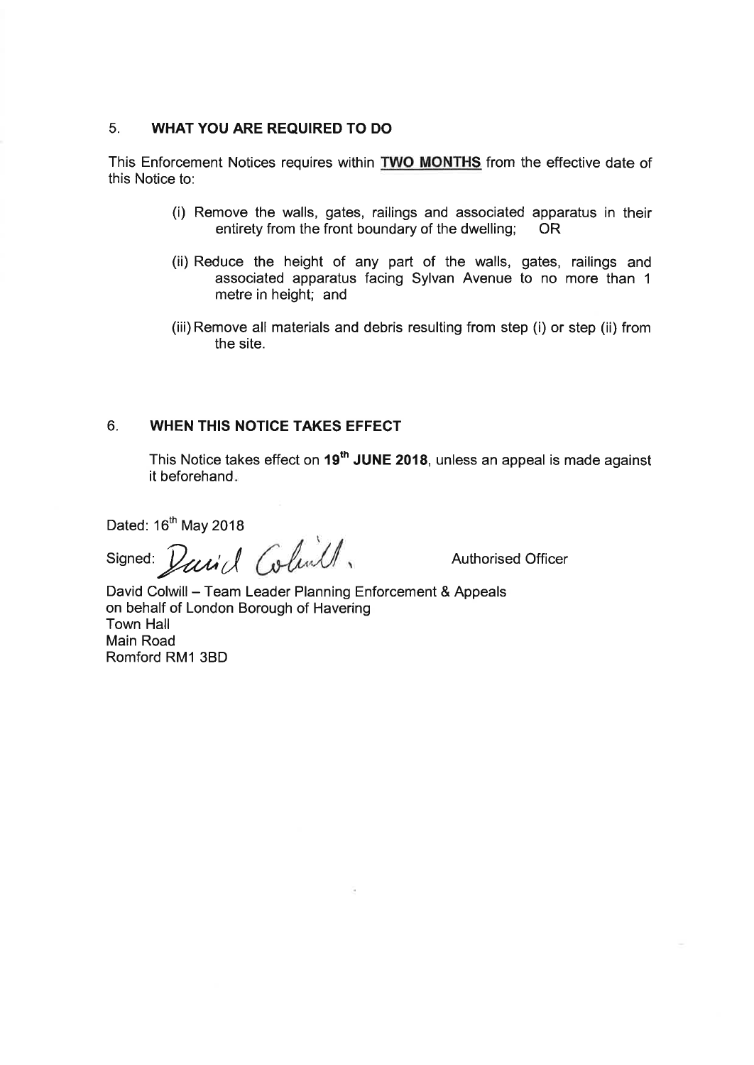## 5. WHAT YOU ARE REQUIRED TO DO

This Enforcement Notices requires within **<u>TWO MONTHS</u>** from the effective date of this Notice to:

(i) Remove the walls, gates, railings and associated apparatus in their entirety from the front boundary of the dwelling; OR

(ii) Reduce the height of any part of the walls, gates, railings and associated apparatus facing Sylvan Avenue to no more than 1 metre in height; and

(iii) Remove all materials and debris resulting from step (i) or step (ii) from the site.

## 6. WHEN THIS NOTICE TAKES EFFECT

This Notice takes effect on **19th JUNE 2018**, unless an appeal is made against it beforehand.

Dated: 16th May 2018

Signed: *David Colwill* Authorised Officer

David Colwill – Team Leader Planning Enforcement & Appeals
on behalf of London Borough of Havering
Town Hall
Main Road
Romford RM1 3BD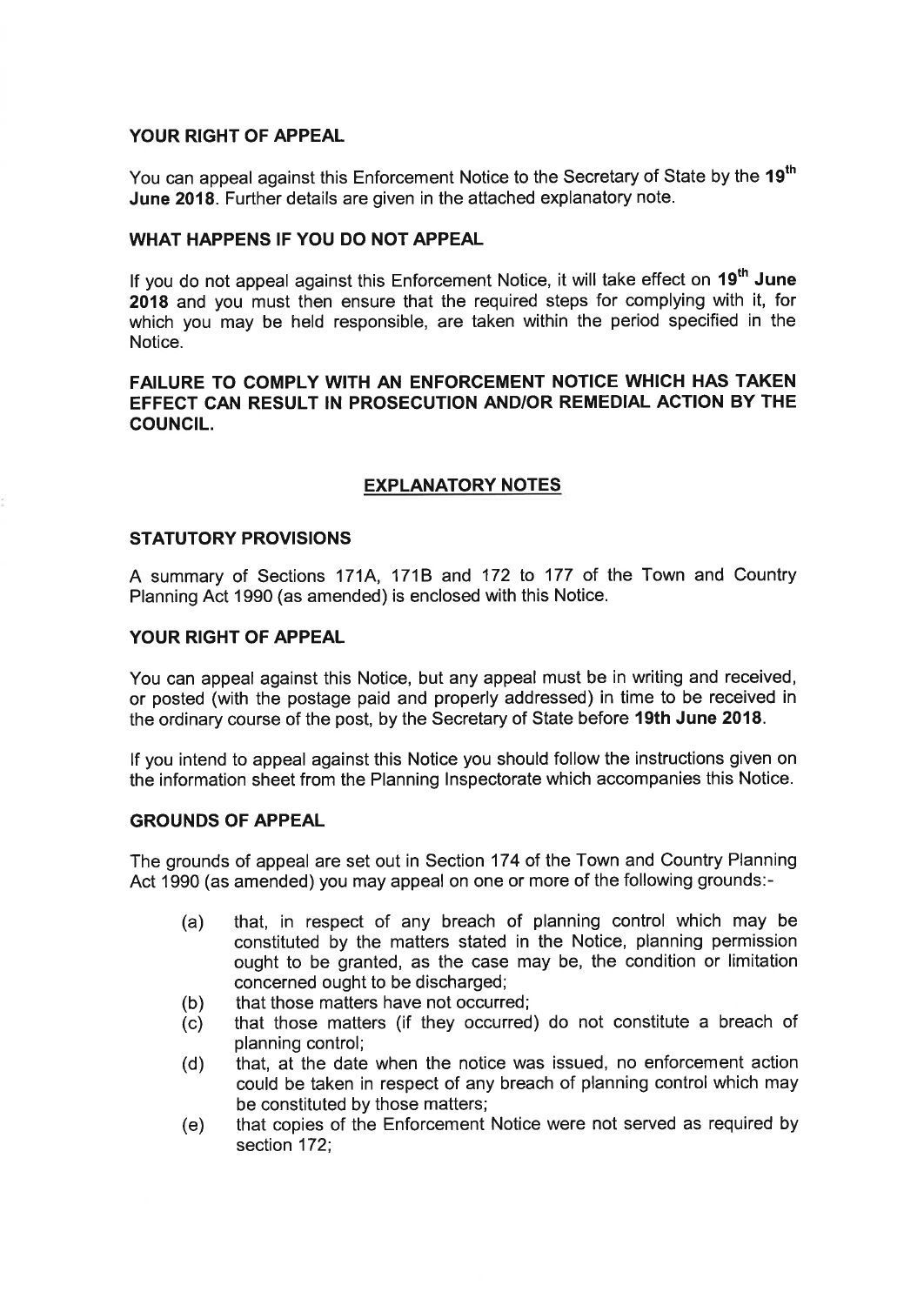## YOUR RIGHT OF APPEAL

You can appeal against this Enforcement Notice to the Secretary of State by the **19th June 2018**. Further details are given in the attached explanatory note.

## WHAT HAPPENS IF YOU DO NOT APPEAL

If you do not appeal against this Enforcement Notice, it will take effect on **19th June 2018** and you must then ensure that the required steps for complying with it, for which you may be held responsible, are taken within the period specified in the Notice.

**FAILURE TO COMPLY WITH AN ENFORCEMENT NOTICE WHICH HAS TAKEN EFFECT CAN RESULT IN PROSECUTION AND/OR REMEDIAL ACTION BY THE COUNCIL.**

## EXPLANATORY NOTES

### STATUTORY PROVISIONS

A summary of Sections 171A, 171B and 172 to 177 of the Town and Country Planning Act 1990 (as amended) is enclosed with this Notice.

### YOUR RIGHT OF APPEAL

You can appeal against this Notice, but any appeal must be in writing and received, or posted (with the postage paid and properly addressed) in time to be received in the ordinary course of the post, by the Secretary of State before **19th June 2018**.

If you intend to appeal against this Notice you should follow the instructions given on the information sheet from the Planning Inspectorate which accompanies this Notice.

### GROUNDS OF APPEAL

The grounds of appeal are set out in Section 174 of the Town and Country Planning Act 1990 (as amended) you may appeal on one or more of the following grounds:-

- (a) that, in respect of any breach of planning control which may be constituted by the matters stated in the Notice, planning permission ought to be granted, as the case may be, the condition or limitation concerned ought to be discharged;
- (b) that those matters have not occurred;
- (c) that those matters (if they occurred) do not constitute a breach of planning control;
- (d) that, at the date when the notice was issued, no enforcement action could be taken in respect of any breach of planning control which may be constituted by those matters;
- (e) that copies of the Enforcement Notice were not served as required by section 172;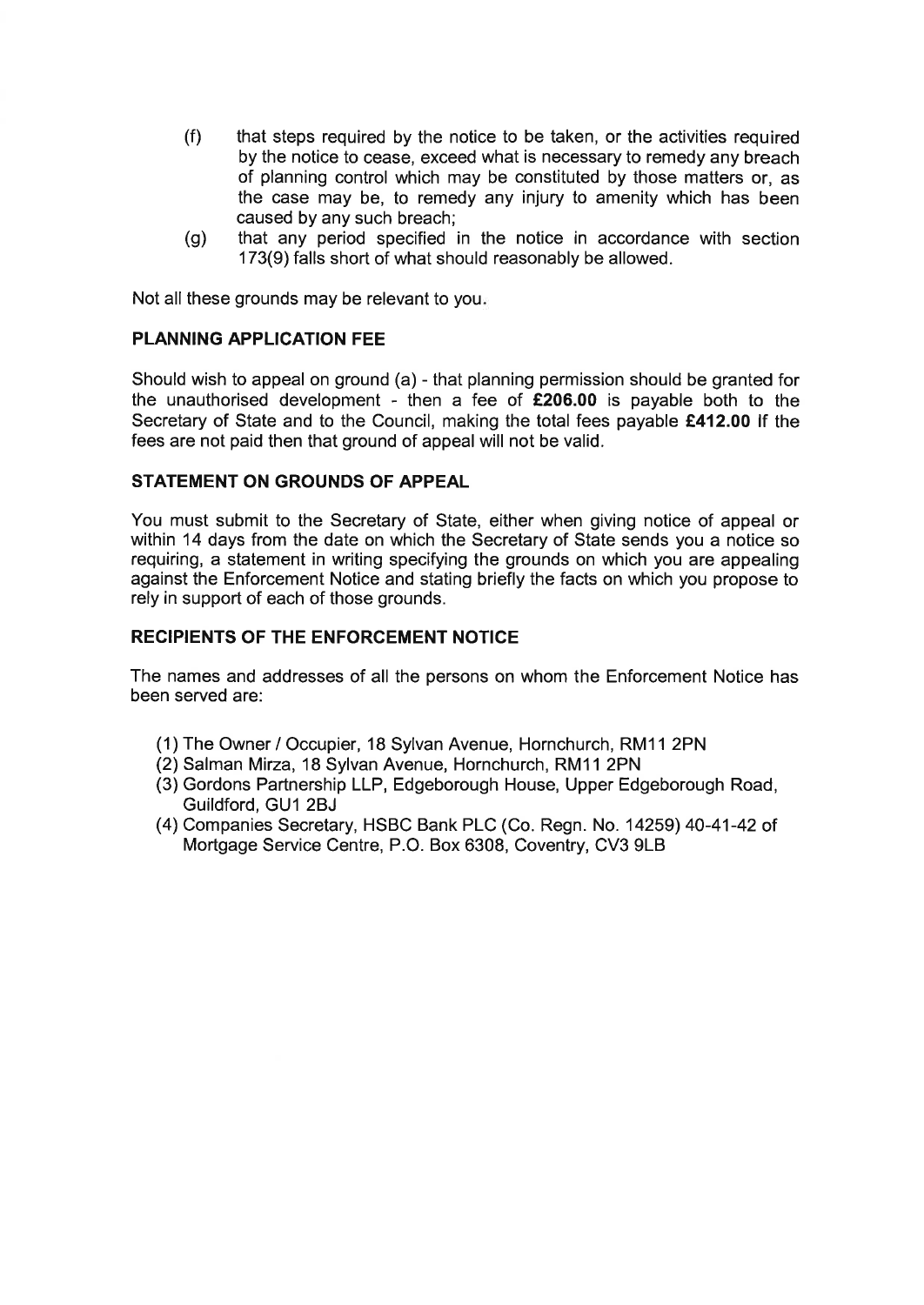(f) that steps required by the notice to be taken, or the activities required by the notice to cease, exceed what is necessary to remedy any breach of planning control which may be constituted by those matters or, as the case may be, to remedy any injury to amenity which has been caused by any such breach;

(g) that any period specified in the notice in accordance with section 173(9) falls short of what should reasonably be allowed.

Not all these grounds may be relevant to you.

**PLANNING APPLICATION FEE**

Should wish to appeal on ground (a) - that planning permission should be granted for the unauthorised development - then a fee of **£206.00** is payable both to the Secretary of State and to the Council, making the total fees payable **£412.00** If the fees are not paid then that ground of appeal will not be valid.

**STATEMENT ON GROUNDS OF APPEAL**

You must submit to the Secretary of State, either when giving notice of appeal or within 14 days from the date on which the Secretary of State sends you a notice so requiring, a statement in writing specifying the grounds on which you are appealing against the Enforcement Notice and stating briefly the facts on which you propose to rely in support of each of those grounds.

**RECIPIENTS OF THE ENFORCEMENT NOTICE**

The names and addresses of all the persons on whom the Enforcement Notice has been served are:

(1) The Owner / Occupier, 18 Sylvan Avenue, Hornchurch, RM11 2PN

(2) Salman Mirza, 18 Sylvan Avenue, Hornchurch, RM11 2PN

(3) Gordons Partnership LLP, Edgeborough House, Upper Edgeborough Road, Guildford, GU1 2BJ

(4) Companies Secretary, HSBC Bank PLC (Co. Regn. No. 14259) 40-41-42 of Mortgage Service Centre, P.O. Box 6308, Coventry, CV3 9LB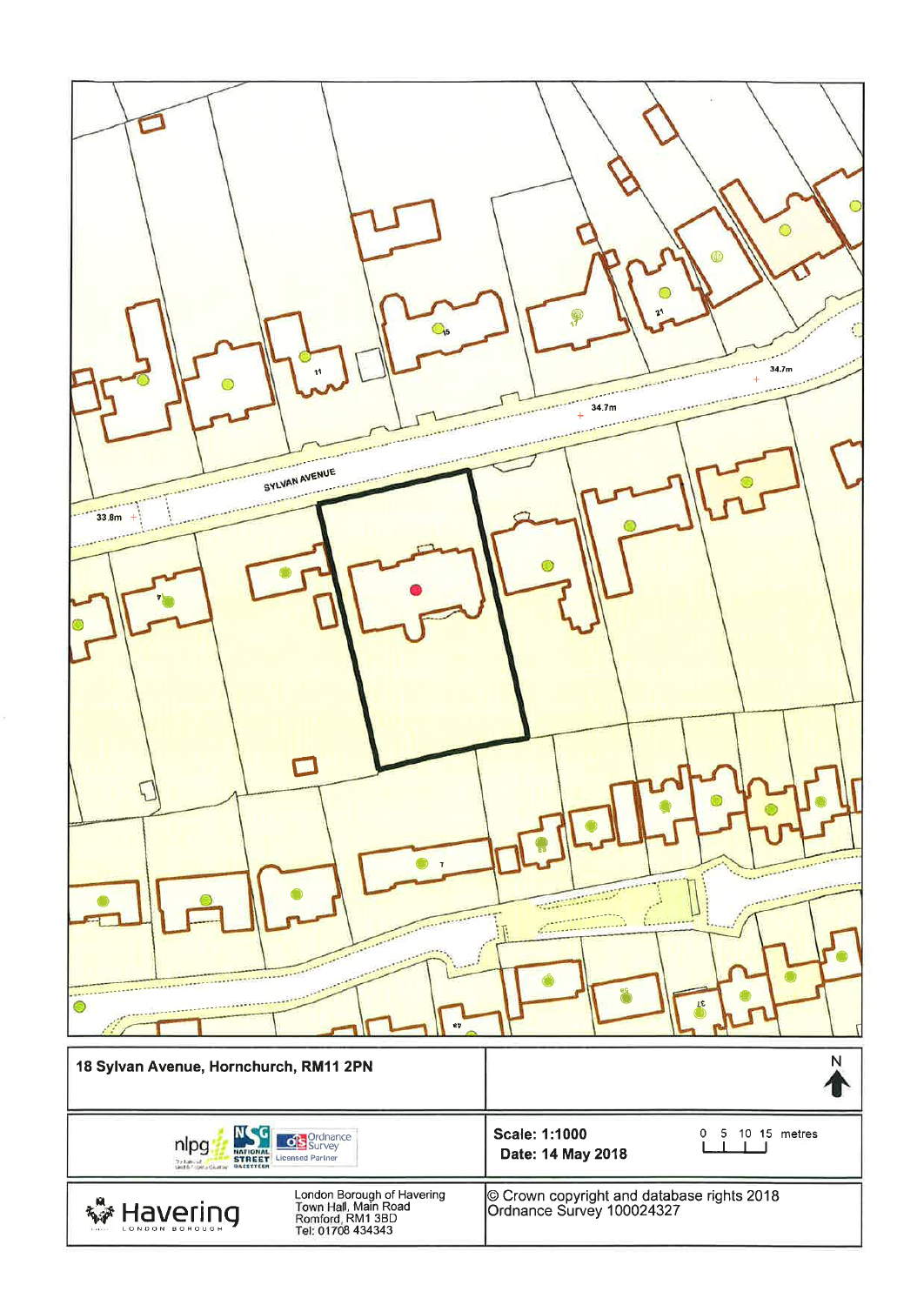SYLVAN AVENUE

34.7m

34.7m

33.8m

11

15

17

21

18 Sylvan Avenue, Hornchurch, RM11 2PN

N

nlpg NATIONAL STREET GAZETTEER Ordnance Survey Licensed Partner

Scale: 1:1000

Date: 14 May 2018

0 5 10 15 metres

Havering LONDON BOROUGH

London Borough of Havering
Town Hall, Main Road
Romford, RM1 3BD
Tel: 01708 434343

© Crown copyright and database rights 2018
Ordnance Survey 100024327